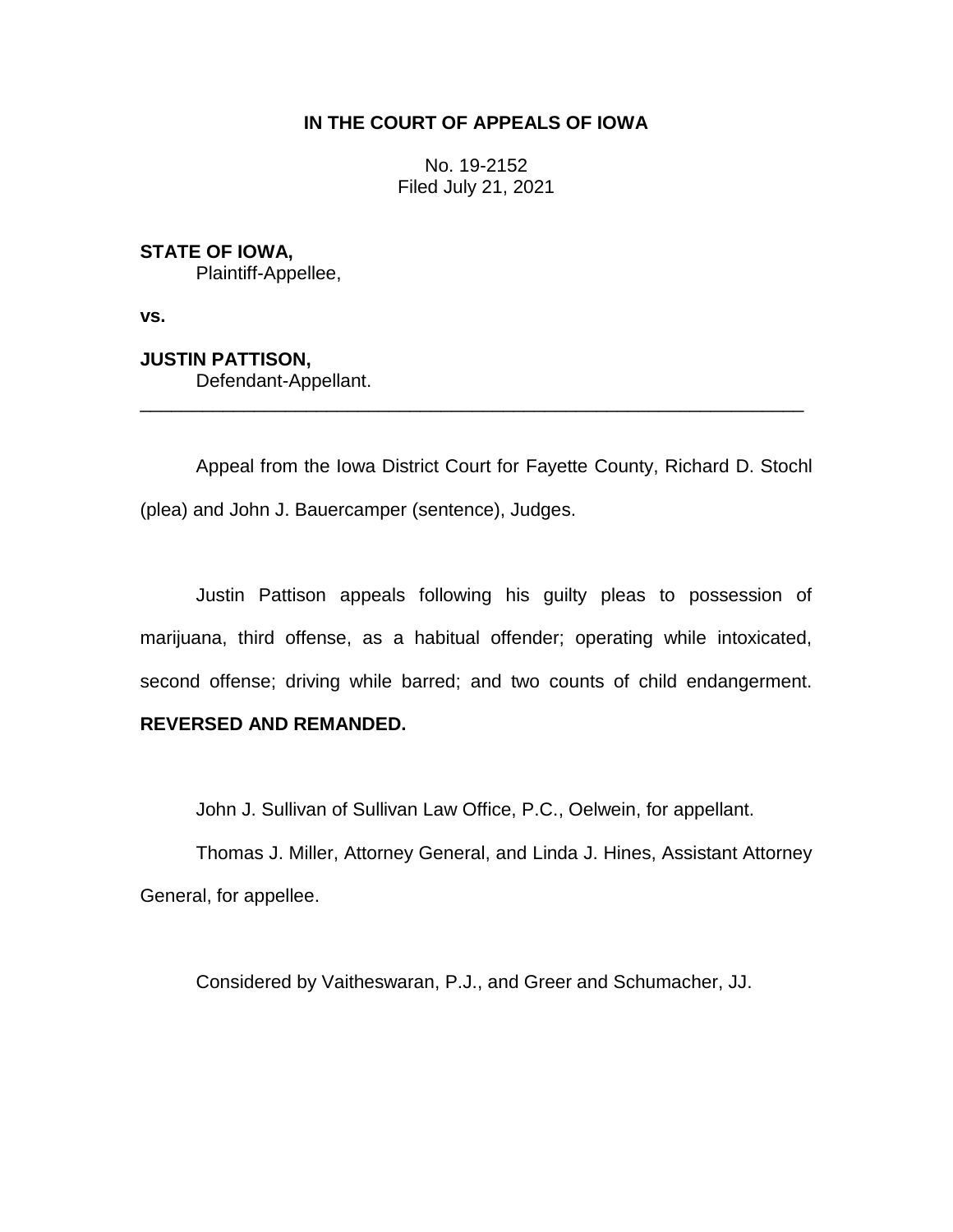**IN THE COURT OF APPEALS OF IOWA**

No. 19-2152
Filed July 21, 2021

**STATE OF IOWA,**
Plaintiff-Appellee,

**vs.**

**JUSTIN PATTISON,**
Defendant-Appellant.

---

Appeal from the Iowa District Court for Fayette County, Richard D. Stochl (plea) and John J. Bauercamper (sentence), Judges.

Justin Pattison appeals following his guilty pleas to possession of marijuana, third offense, as a habitual offender; operating while intoxicated, second offense; driving while barred; and two counts of child endangerment. **REVERSED AND REMANDED.**

John J. Sullivan of Sullivan Law Office, P.C., Oelwein, for appellant.

Thomas J. Miller, Attorney General, and Linda J. Hines, Assistant Attorney General, for appellee.

Considered by Vaitheswaran, P.J., and Greer and Schumacher, JJ.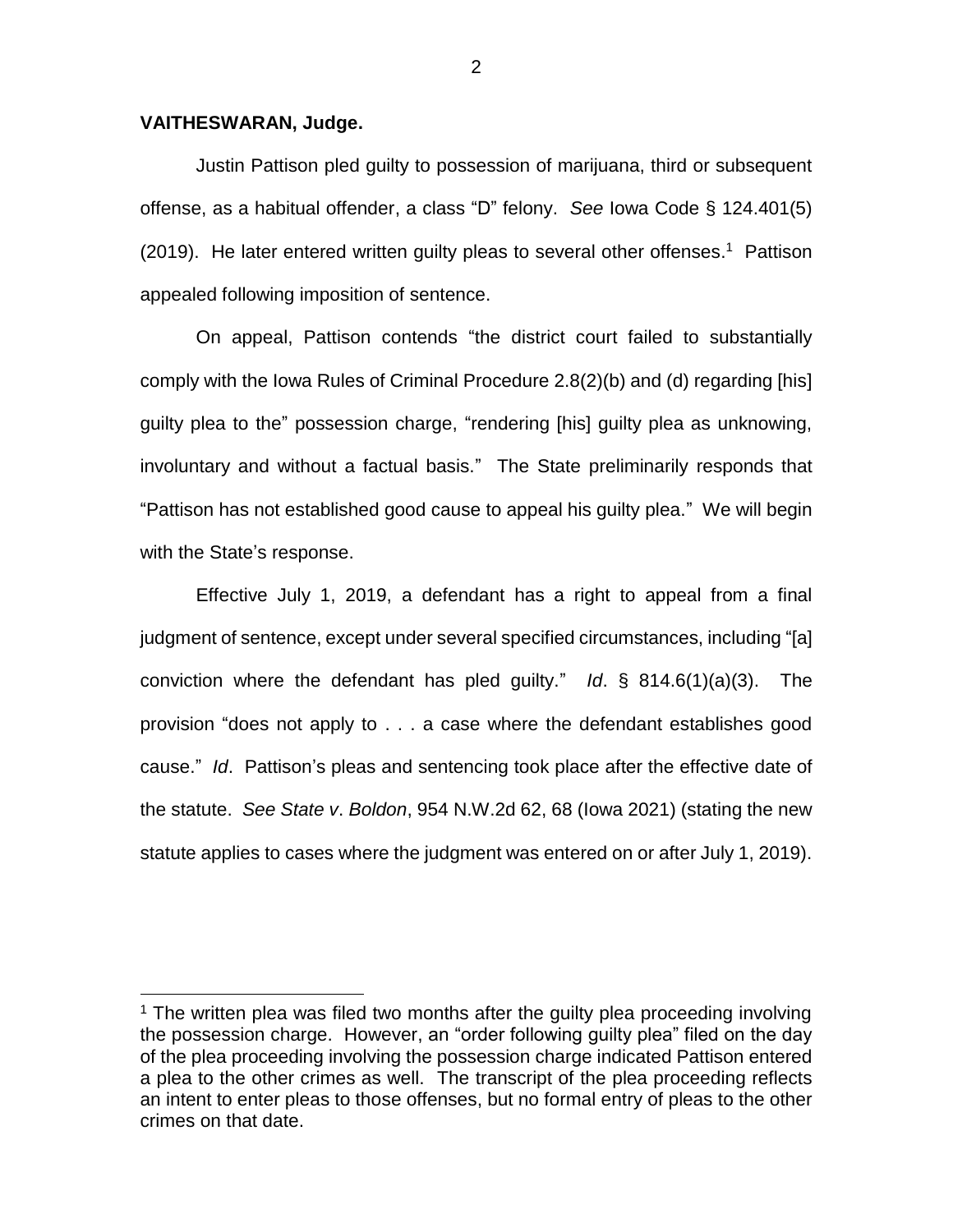**VAITHESWARAN, Judge.**

Justin Pattison pled guilty to possession of marijuana, third or subsequent offense, as a habitual offender, a class "D" felony. *See* Iowa Code § 124.401(5) (2019). He later entered written guilty pleas to several other offenses.[1] Pattison appealed following imposition of sentence.

On appeal, Pattison contends "the district court failed to substantially comply with the Iowa Rules of Criminal Procedure 2.8(2)(b) and (d) regarding [his] guilty plea to the" possession charge, "rendering [his] guilty plea as unknowing, involuntary and without a factual basis." The State preliminarily responds that "Pattison has not established good cause to appeal his guilty plea." We will begin with the State's response.

Effective July 1, 2019, a defendant has a right to appeal from a final judgment of sentence, except under several specified circumstances, including "[a] conviction where the defendant has pled guilty." *Id*. § 814.6(1)(a)(3). The provision "does not apply to . . . a case where the defendant establishes good cause." *Id*. Pattison's pleas and sentencing took place after the effective date of the statute. *See State v*. *Boldon*, 954 N.W.2d 62, 68 (Iowa 2021) (stating the new statute applies to cases where the judgment was entered on or after July 1, 2019).

[1] The written plea was filed two months after the guilty plea proceeding involving the possession charge. However, an "order following guilty plea" filed on the day of the plea proceeding involving the possession charge indicated Pattison entered a plea to the other crimes as well. The transcript of the plea proceeding reflects an intent to enter pleas to those offenses, but no formal entry of pleas to the other crimes on that date.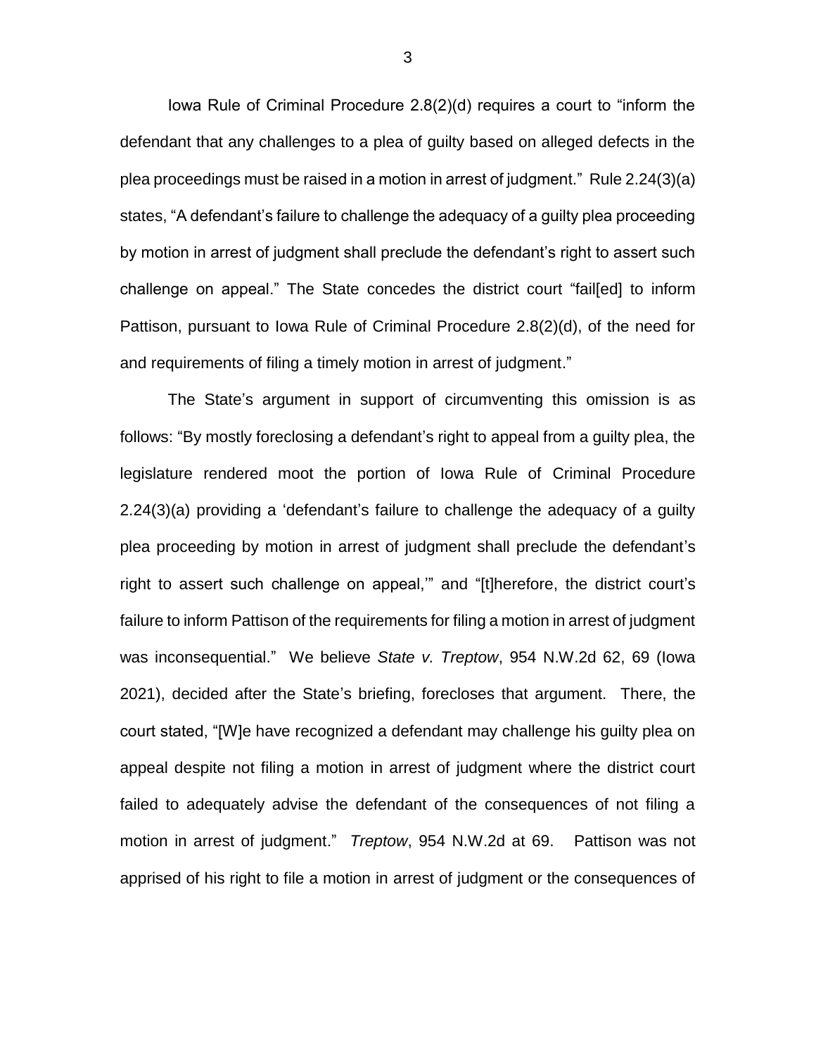Iowa Rule of Criminal Procedure 2.8(2)(d) requires a court to "inform the defendant that any challenges to a plea of guilty based on alleged defects in the plea proceedings must be raised in a motion in arrest of judgment." Rule 2.24(3)(a) states, "A defendant's failure to challenge the adequacy of a guilty plea proceeding by motion in arrest of judgment shall preclude the defendant's right to assert such challenge on appeal." The State concedes the district court "fail[ed] to inform Pattison, pursuant to Iowa Rule of Criminal Procedure 2.8(2)(d), of the need for and requirements of filing a timely motion in arrest of judgment."

The State's argument in support of circumventing this omission is as follows: "By mostly foreclosing a defendant's right to appeal from a guilty plea, the legislature rendered moot the portion of Iowa Rule of Criminal Procedure 2.24(3)(a) providing a 'defendant's failure to challenge the adequacy of a guilty plea proceeding by motion in arrest of judgment shall preclude the defendant's right to assert such challenge on appeal,'" and "[t]herefore, the district court's failure to inform Pattison of the requirements for filing a motion in arrest of judgment was inconsequential." We believe *State v. Treptow*, 954 N.W.2d 62, 69 (Iowa 2021), decided after the State's briefing, forecloses that argument. There, the court stated, "[W]e have recognized a defendant may challenge his guilty plea on appeal despite not filing a motion in arrest of judgment where the district court failed to adequately advise the defendant of the consequences of not filing a motion in arrest of judgment." *Treptow*, 954 N.W.2d at 69. Pattison was not apprised of his right to file a motion in arrest of judgment or the consequences of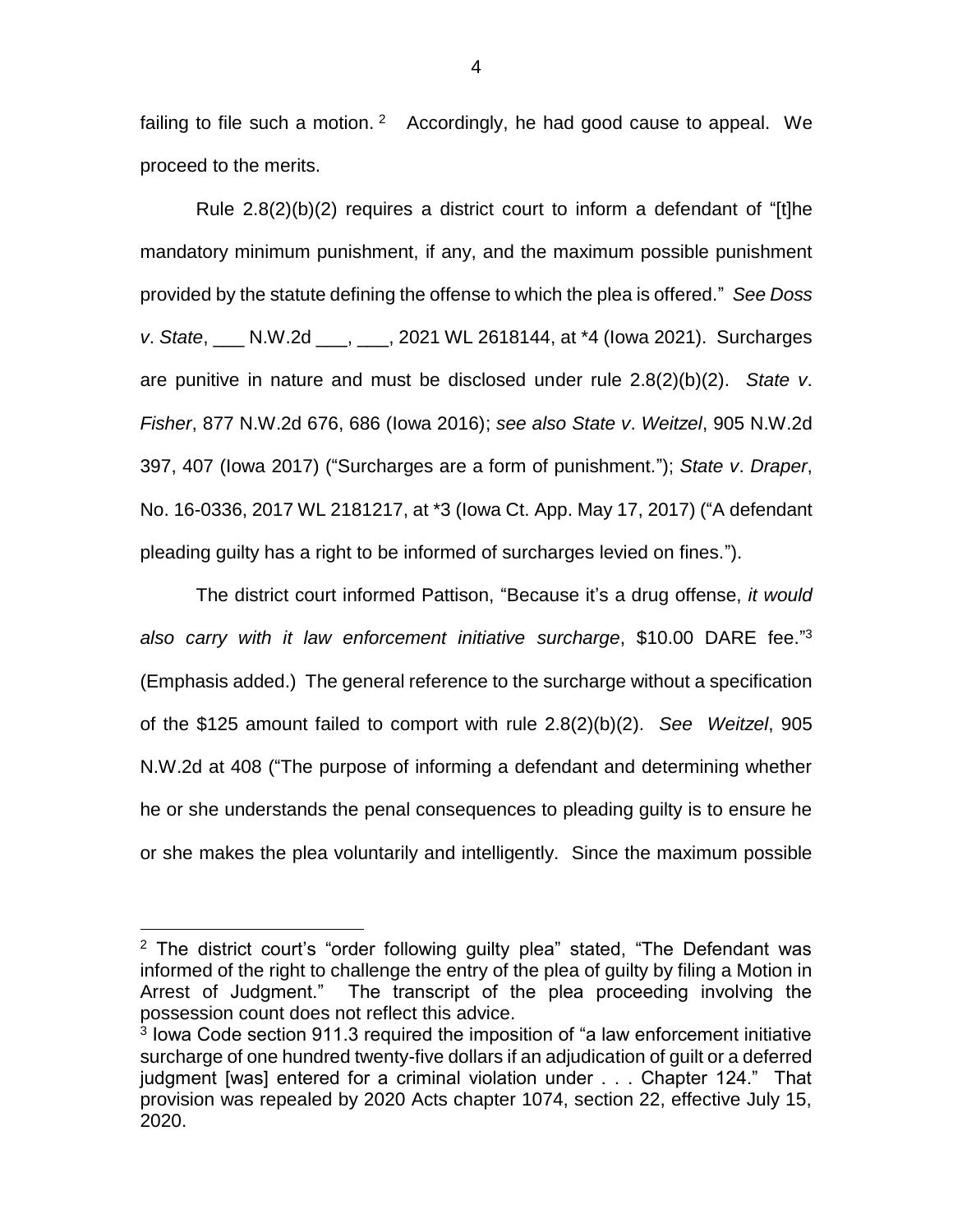failing to file such a motion.[2] Accordingly, he had good cause to appeal. We proceed to the merits.

Rule 2.8(2)(b)(2) requires a district court to inform a defendant of "[t]he mandatory minimum punishment, if any, and the maximum possible punishment provided by the statute defining the offense to which the plea is offered." *See Doss v. State*, ___ N.W.2d ___, ___, 2021 WL 2618144, at *4 (Iowa 2021). Surcharges are punitive in nature and must be disclosed under rule 2.8(2)(b)(2). *State v. Fisher*, 877 N.W.2d 676, 686 (Iowa 2016); *see also State v. Weitzel*, 905 N.W.2d 397, 407 (Iowa 2017) ("Surcharges are a form of punishment."); *State v. Draper*, No. 16-0336, 2017 WL 2181217, at *3 (Iowa Ct. App. May 17, 2017) ("A defendant pleading guilty has a right to be informed of surcharges levied on fines.").

The district court informed Pattison, "Because it's a drug offense, *it would also carry with it law enforcement initiative surcharge*, $10.00 DARE fee."[3] (Emphasis added.) The general reference to the surcharge without a specification of the $125 amount failed to comport with rule 2.8(2)(b)(2). *See Weitzel*, 905 N.W.2d at 408 ("The purpose of informing a defendant and determining whether he or she understands the penal consequences to pleading guilty is to ensure he or she makes the plea voluntarily and intelligently. Since the maximum possible

---

[2] The district court's "order following guilty plea" stated, "The Defendant was informed of the right to challenge the entry of the plea of guilty by filing a Motion in Arrest of Judgment." The transcript of the plea proceeding involving the possession count does not reflect this advice.

[3] Iowa Code section 911.3 required the imposition of "a law enforcement initiative surcharge of one hundred twenty-five dollars if an adjudication of guilt or a deferred judgment [was] entered for a criminal violation under . . . Chapter 124." That provision was repealed by 2020 Acts chapter 1074, section 22, effective July 15, 2020.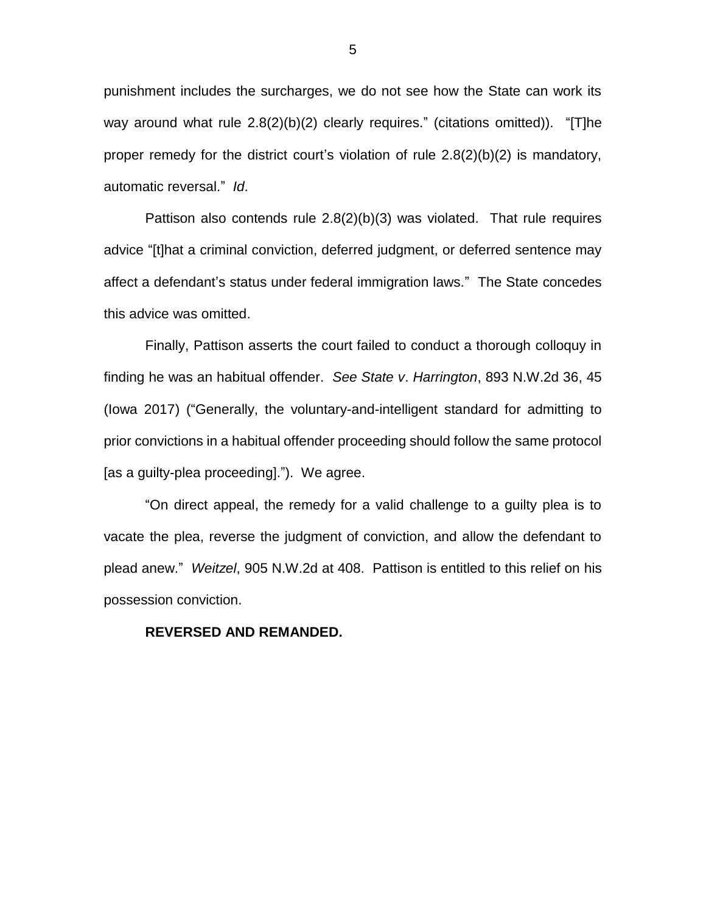punishment includes the surcharges, we do not see how the State can work its way around what rule 2.8(2)(b)(2) clearly requires." (citations omitted)). "[T]he proper remedy for the district court's violation of rule 2.8(2)(b)(2) is mandatory, automatic reversal." *Id*.

Pattison also contends rule 2.8(2)(b)(3) was violated. That rule requires advice "[t]hat a criminal conviction, deferred judgment, or deferred sentence may affect a defendant's status under federal immigration laws." The State concedes this advice was omitted.

Finally, Pattison asserts the court failed to conduct a thorough colloquy in finding he was an habitual offender. *See State v. Harrington*, 893 N.W.2d 36, 45 (Iowa 2017) ("Generally, the voluntary-and-intelligent standard for admitting to prior convictions in a habitual offender proceeding should follow the same protocol [as a guilty-plea proceeding]."). We agree.

"On direct appeal, the remedy for a valid challenge to a guilty plea is to vacate the plea, reverse the judgment of conviction, and allow the defendant to plead anew." *Weitzel*, 905 N.W.2d at 408. Pattison is entitled to this relief on his possession conviction.

**REVERSED AND REMANDED.**